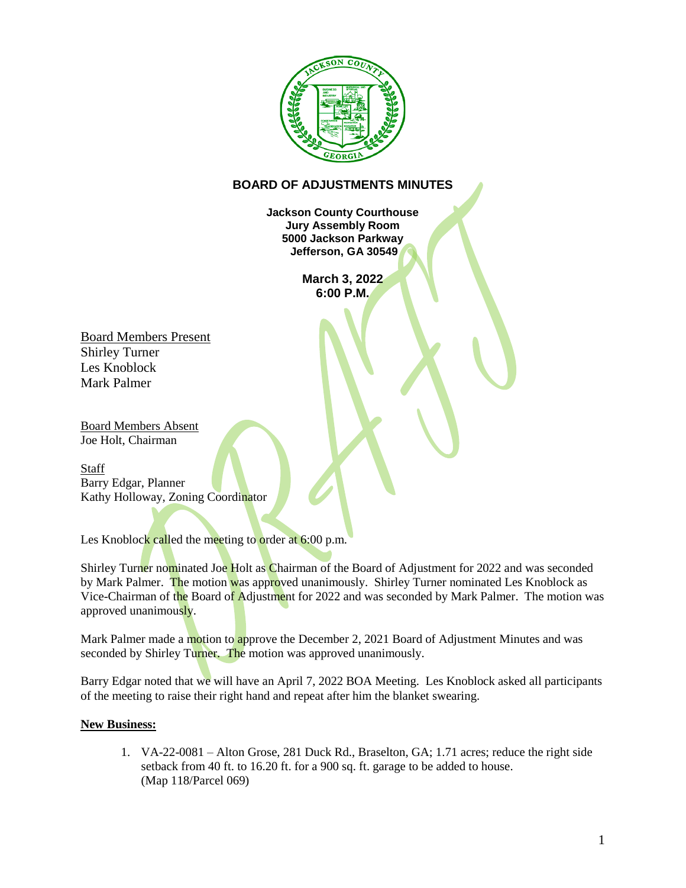# BOARD OF ADJUSTMENTS MINUTES

**Jackson County Courthouse**
**Jury Assembly Room**
**5000 Jackson Parkway**
**Jefferson, GA 30549**

**March 3, 2022**
**6:00 P.M.**

Board Members Present
Shirley Turner
Les Knoblock
Mark Palmer

Board Members Absent
Joe Holt, Chairman

Staff
Barry Edgar, Planner
Kathy Holloway, Zoning Coordinator

Les Knoblock called the meeting to order at 6:00 p.m.

Shirley Turner nominated Joe Holt as Chairman of the Board of Adjustment for 2022 and was seconded by Mark Palmer. The motion was approved unanimously. Shirley Turner nominated Les Knoblock as Vice-Chairman of the Board of Adjustment for 2022 and was seconded by Mark Palmer. The motion was approved unanimously.

Mark Palmer made a motion to approve the December 2, 2021 Board of Adjustment Minutes and was seconded by Shirley Turner. The motion was approved unanimously.

Barry Edgar noted that we will have an April 7, 2022 BOA Meeting. Les Knoblock asked all participants of the meeting to raise their right hand and repeat after him the blanket swearing.

**New Business:**

1. VA-22-0081 – Alton Grose, 281 Duck Rd., Braselton, GA; 1.71 acres; reduce the right side setback from 40 ft. to 16.20 ft. for a 900 sq. ft. garage to be added to house. (Map 118/Parcel 069)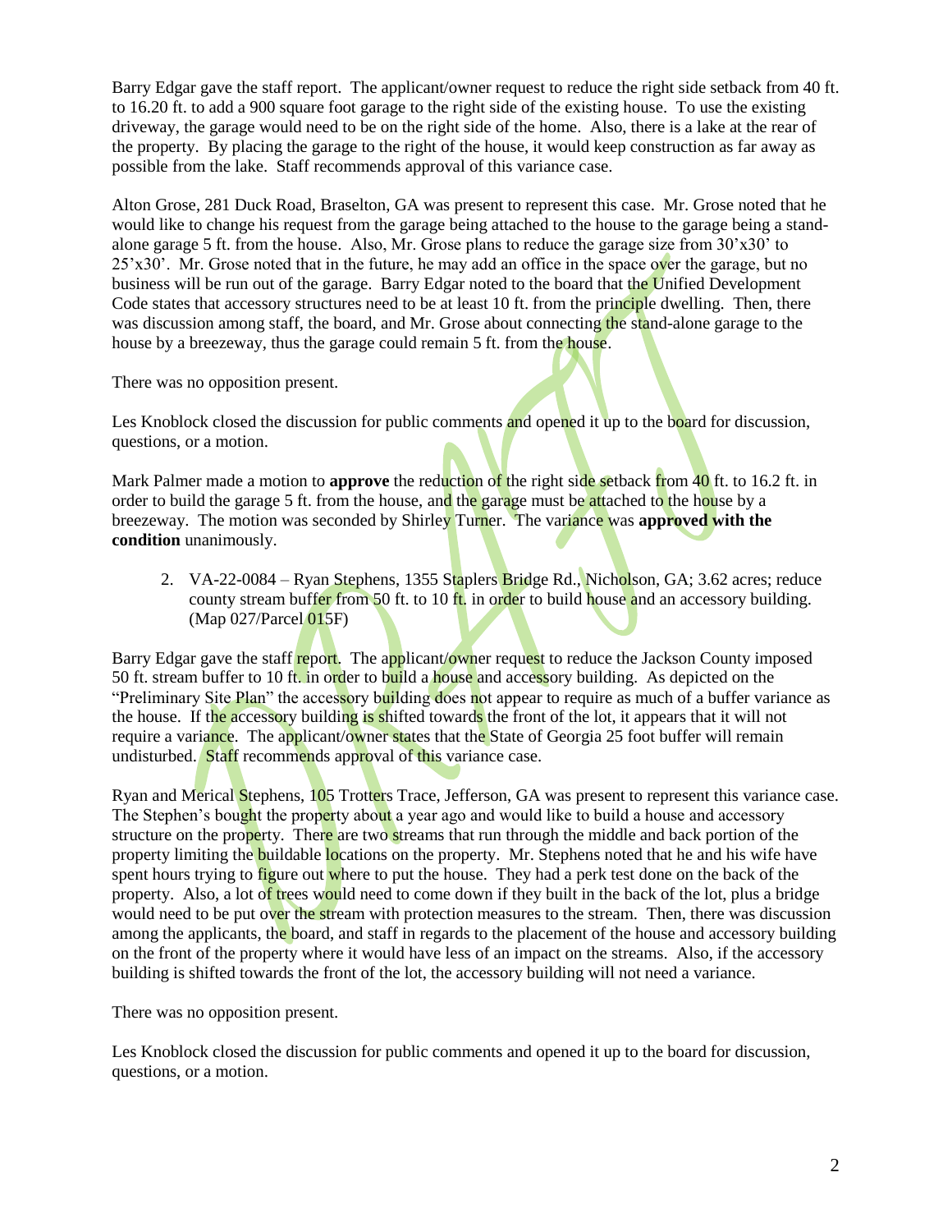Barry Edgar gave the staff report. The applicant/owner request to reduce the right side setback from 40 ft. to 16.20 ft. to add a 900 square foot garage to the right side of the existing house. To use the existing driveway, the garage would need to be on the right side of the home. Also, there is a lake at the rear of the property. By placing the garage to the right of the house, it would keep construction as far away as possible from the lake. Staff recommends approval of this variance case.

Alton Grose, 281 Duck Road, Braselton, GA was present to represent this case. Mr. Grose noted that he would like to change his request from the garage being attached to the house to the garage being a stand-alone garage 5 ft. from the house. Also, Mr. Grose plans to reduce the garage size from 30'x30' to 25'x30'. Mr. Grose noted that in the future, he may add an office in the space over the garage, but no business will be run out of the garage. Barry Edgar noted to the board that the Unified Development Code states that accessory structures need to be at least 10 ft. from the principle dwelling. Then, there was discussion among staff, the board, and Mr. Grose about connecting the stand-alone garage to the house by a breezeway, thus the garage could remain 5 ft. from the house.

There was no opposition present.

Les Knoblock closed the discussion for public comments and opened it up to the board for discussion, questions, or a motion.

Mark Palmer made a motion to **approve** the reduction of the right side setback from 40 ft. to 16.2 ft. in order to build the garage 5 ft. from the house, and the garage must be attached to the house by a breezeway. The motion was seconded by Shirley Turner. The variance was **approved with the condition** unanimously.

2. VA-22-0084 – Ryan Stephens, 1355 Staplers Bridge Rd., Nicholson, GA; 3.62 acres; reduce county stream buffer from 50 ft. to 10 ft. in order to build house and an accessory building. (Map 027/Parcel 015F)

Barry Edgar gave the staff report. The applicant/owner request to reduce the Jackson County imposed 50 ft. stream buffer to 10 ft. in order to build a house and accessory building. As depicted on the "Preliminary Site Plan" the accessory building does not appear to require as much of a buffer variance as the house. If the accessory building is shifted towards the front of the lot, it appears that it will not require a variance. The applicant/owner states that the State of Georgia 25 foot buffer will remain undisturbed. Staff recommends approval of this variance case.

Ryan and Merical Stephens, 105 Trotters Trace, Jefferson, GA was present to represent this variance case. The Stephen's bought the property about a year ago and would like to build a house and accessory structure on the property. There are two streams that run through the middle and back portion of the property limiting the buildable locations on the property. Mr. Stephens noted that he and his wife have spent hours trying to figure out where to put the house. They had a perk test done on the back of the property. Also, a lot of trees would need to come down if they built in the back of the lot, plus a bridge would need to be put over the stream with protection measures to the stream. Then, there was discussion among the applicants, the board, and staff in regards to the placement of the house and accessory building on the front of the property where it would have less of an impact on the streams. Also, if the accessory building is shifted towards the front of the lot, the accessory building will not need a variance.

There was no opposition present.

Les Knoblock closed the discussion for public comments and opened it up to the board for discussion, questions, or a motion.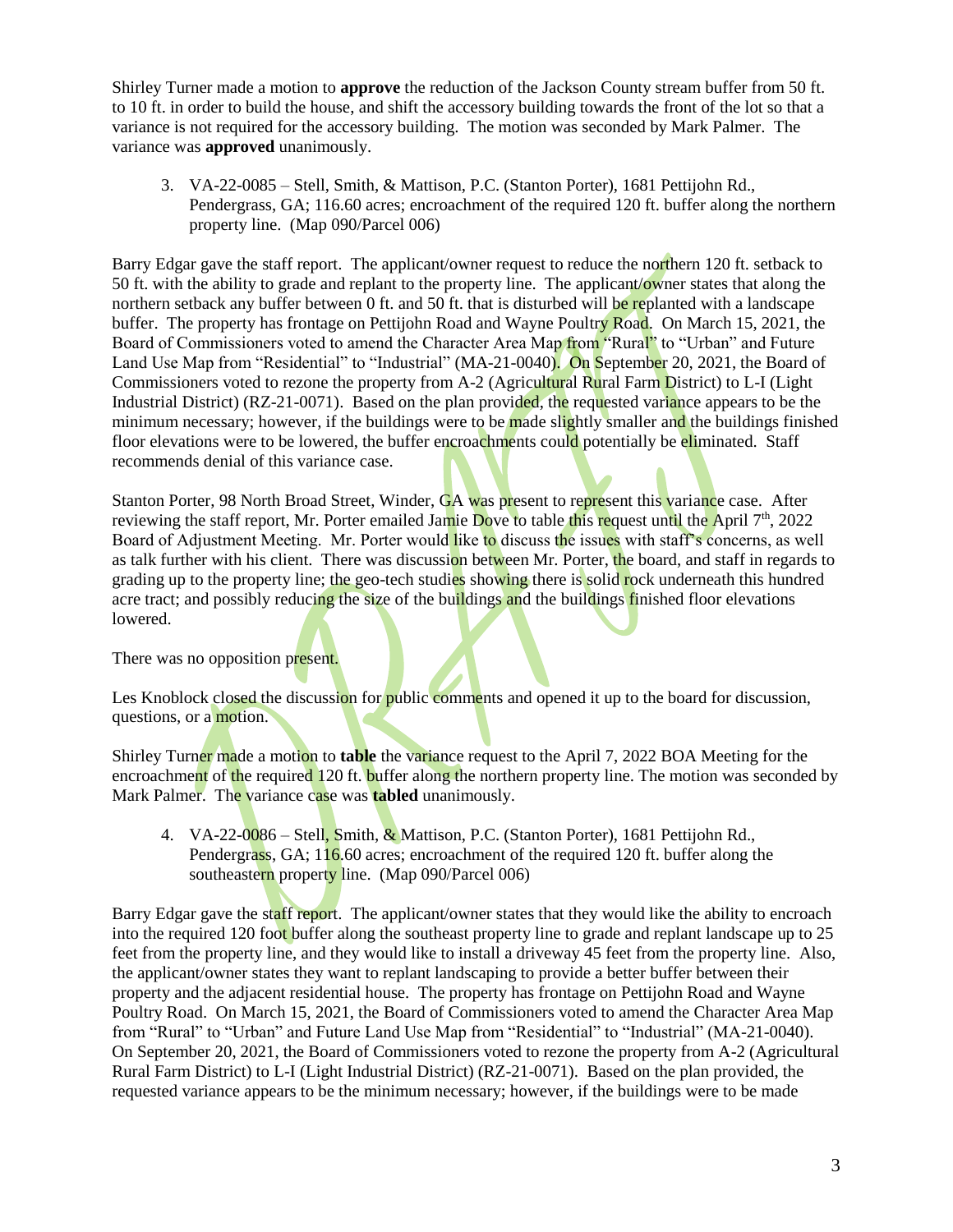Shirley Turner made a motion to **approve** the reduction of the Jackson County stream buffer from 50 ft. to 10 ft. in order to build the house, and shift the accessory building towards the front of the lot so that a variance is not required for the accessory building. The motion was seconded by Mark Palmer. The variance was **approved** unanimously.

3. VA-22-0085 – Stell, Smith, & Mattison, P.C. (Stanton Porter), 1681 Pettijohn Rd., Pendergrass, GA; 116.60 acres; encroachment of the required 120 ft. buffer along the northern property line. (Map 090/Parcel 006)

Barry Edgar gave the staff report. The applicant/owner request to reduce the northern 120 ft. setback to 50 ft. with the ability to grade and replant to the property line. The applicant/owner states that along the northern setback any buffer between 0 ft. and 50 ft. that is disturbed will be replanted with a landscape buffer. The property has frontage on Pettijohn Road and Wayne Poultry Road. On March 15, 2021, the Board of Commissioners voted to amend the Character Area Map from "Rural" to "Urban" and Future Land Use Map from "Residential" to "Industrial" (MA-21-0040). On September 20, 2021, the Board of Commissioners voted to rezone the property from A-2 (Agricultural Rural Farm District) to L-I (Light Industrial District) (RZ-21-0071). Based on the plan provided, the requested variance appears to be the minimum necessary; however, if the buildings were to be made slightly smaller and the buildings finished floor elevations were to be lowered, the buffer encroachments could potentially be eliminated. Staff recommends denial of this variance case.

Stanton Porter, 98 North Broad Street, Winder, GA was present to represent this variance case. After reviewing the staff report, Mr. Porter emailed Jamie Dove to table this request until the April 7th, 2022 Board of Adjustment Meeting. Mr. Porter would like to discuss the issues with staff's concerns, as well as talk further with his client. There was discussion between Mr. Porter, the board, and staff in regards to grading up to the property line; the geo-tech studies showing there is solid rock underneath this hundred acre tract; and possibly reducing the size of the buildings and the buildings finished floor elevations lowered.

There was no opposition present.

Les Knoblock closed the discussion for public comments and opened it up to the board for discussion, questions, or a motion.

Shirley Turner made a motion to **table** the variance request to the April 7, 2022 BOA Meeting for the encroachment of the required 120 ft. buffer along the northern property line. The motion was seconded by Mark Palmer. The variance case was **tabled** unanimously.

4. VA-22-0086 – Stell, Smith, & Mattison, P.C. (Stanton Porter), 1681 Pettijohn Rd., Pendergrass, GA; 116.60 acres; encroachment of the required 120 ft. buffer along the southeastern property line. (Map 090/Parcel 006)

Barry Edgar gave the staff report. The applicant/owner states that they would like the ability to encroach into the required 120 foot buffer along the southeast property line to grade and replant landscape up to 25 feet from the property line, and they would like to install a driveway 45 feet from the property line. Also, the applicant/owner states they want to replant landscaping to provide a better buffer between their property and the adjacent residential house. The property has frontage on Pettijohn Road and Wayne Poultry Road. On March 15, 2021, the Board of Commissioners voted to amend the Character Area Map from "Rural" to "Urban" and Future Land Use Map from "Residential" to "Industrial" (MA-21-0040). On September 20, 2021, the Board of Commissioners voted to rezone the property from A-2 (Agricultural Rural Farm District) to L-I (Light Industrial District) (RZ-21-0071). Based on the plan provided, the requested variance appears to be the minimum necessary; however, if the buildings were to be made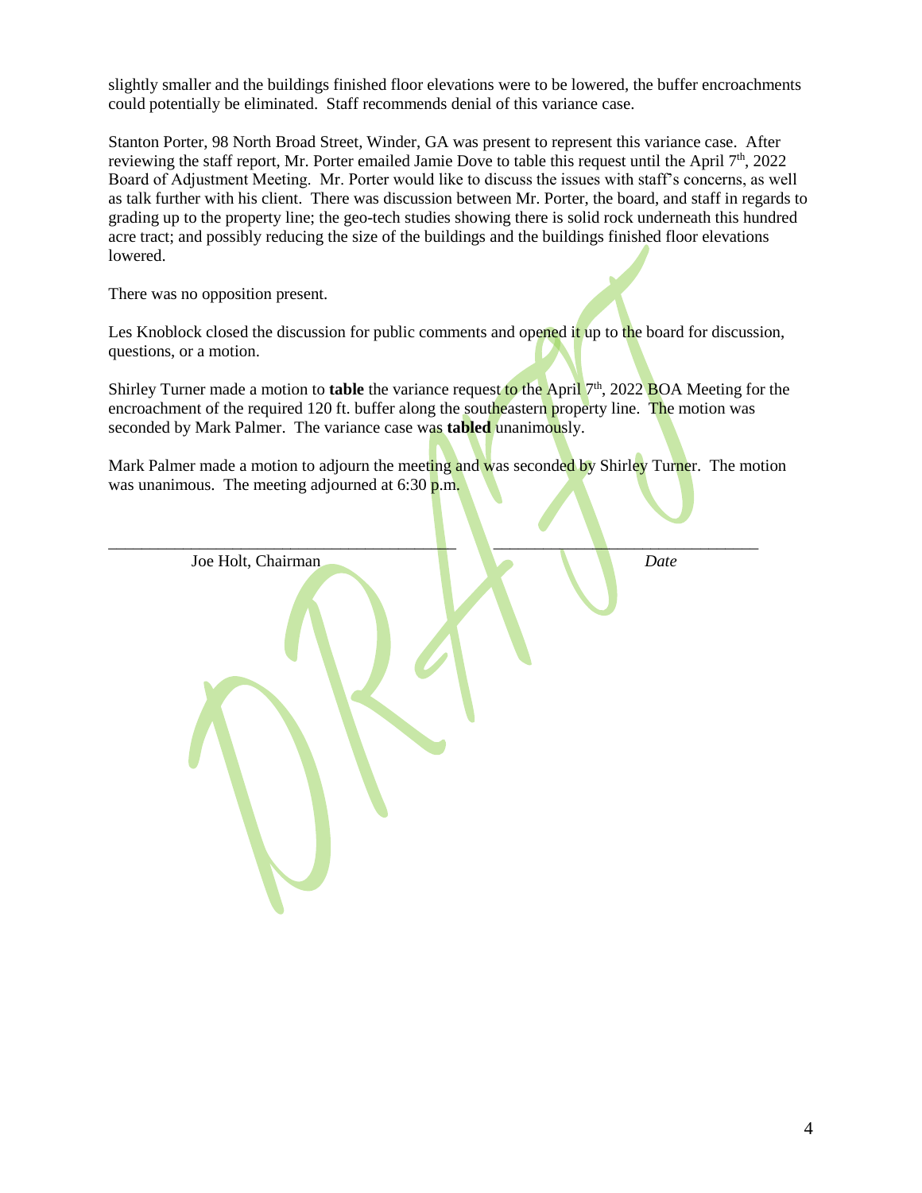slightly smaller and the buildings finished floor elevations were to be lowered, the buffer encroachments could potentially be eliminated. Staff recommends denial of this variance case.

Stanton Porter, 98 North Broad Street, Winder, GA was present to represent this variance case. After reviewing the staff report, Mr. Porter emailed Jamie Dove to table this request until the April 7th, 2022 Board of Adjustment Meeting. Mr. Porter would like to discuss the issues with staff's concerns, as well as talk further with his client. There was discussion between Mr. Porter, the board, and staff in regards to grading up to the property line; the geo-tech studies showing there is solid rock underneath this hundred acre tract; and possibly reducing the size of the buildings and the buildings finished floor elevations lowered.

There was no opposition present.

Les Knoblock closed the discussion for public comments and opened it up to the board for discussion, questions, or a motion.

Shirley Turner made a motion to **table** the variance request to the April 7th, 2022 BOA Meeting for the encroachment of the required 120 ft. buffer along the southeastern property line. The motion was seconded by Mark Palmer. The variance case was **tabled** unanimously.

Mark Palmer made a motion to adjourn the meeting and was seconded by Shirley Turner. The motion was unanimous. The meeting adjourned at 6:30 p.m.

\_\_\_\_\_\_\_\_\_\_\_\_\_\_\_\_\_\_\_\_\_\_\_\_\_\_\_\_\_\_\_\_\_\_\_\_\_\_\_\_\_\_ \_\_\_\_\_\_\_\_\_\_\_\_\_\_\_\_\_\_\_\_\_\_\_\_\_\_\_\_\_\_\_\_
Joe Holt, Chairman *Date*

DRAFT